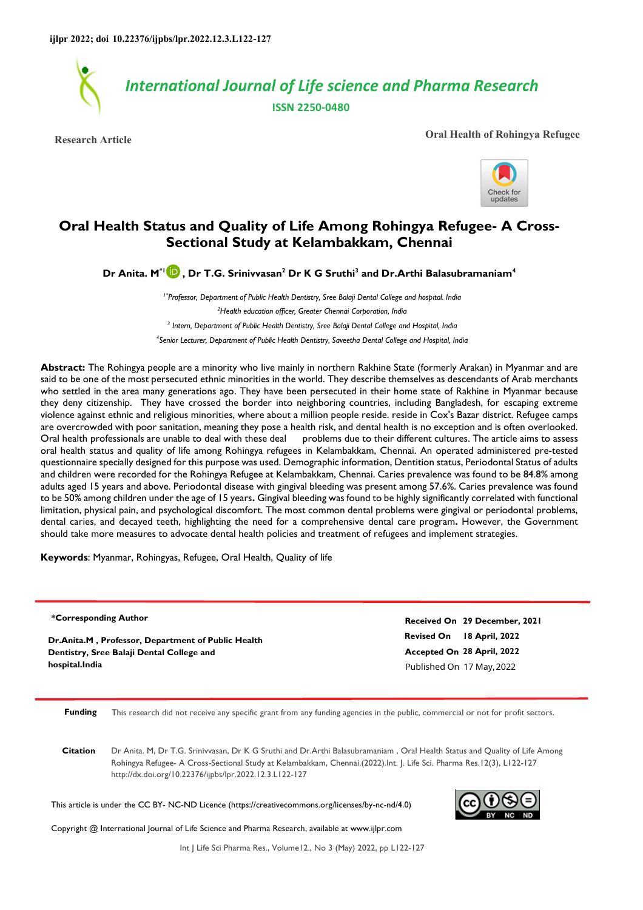International Journal of Life science and Pharma Research

ISSN 2250-0480

Research Article

Oral Health of Rohingya Refugee

# Oral Health Status and Quality of Life Among Rohingya Refugee- A Cross-Sectional Study at Kelambakkam, Chennai

**Dr Anita. M[*1], Dr T.G. Srinivvasan[2] Dr K G Sruthi[3] and Dr.Arthi Balasubramaniam[4]**

*[1*]Professor, Department of Public Health Dentistry, Sree Balaji Dental College and hospital. India*

*[2]Health education officer, Greater Chennai Corporation, India*

*[3] Intern, Department of Public Health Dentistry, Sree Balaji Dental College and Hospital, India*

*[4]Senior Lecturer, Department of Public Health Dentistry, Saveetha Dental College and Hospital, India*

**Abstract:** The Rohingya people are a minority who live mainly in northern Rakhine State (formerly Arakan) in Myanmar and are said to be one of the most persecuted ethnic minorities in the world. They describe themselves as descendants of Arab merchants who settled in the area many generations ago. They have been persecuted in their home state of Rakhine in Myanmar because they deny citizenship. They have crossed the border into neighboring countries, including Bangladesh, for escaping extreme violence against ethnic and religious minorities, where about a million people reside. reside in Cox's Bazar district. Refugee camps are overcrowded with poor sanitation, meaning they pose a health risk, and dental health is no exception and is often overlooked. Oral health professionals are unable to deal with these deal problems due to their different cultures. The article aims to assess oral health status and quality of life among Rohingya refugees in Kelambakkam, Chennai. An operated administered pre-tested questionnaire specially designed for this purpose was used. Demographic information, Dentition status, Periodontal Status of adults and children were recorded for the Rohingya Refugee at Kelambakkam, Chennai. Caries prevalence was found to be 84.8% among adults aged 15 years and above. Periodontal disease with gingival bleeding was present among 57.6%. Caries prevalence was found to be 50% among children under the age of 15 years**.** Gingival bleeding was found to be highly significantly correlated with functional limitation, physical pain, and psychological discomfort. The most common dental problems were gingival or periodontal problems, dental caries, and decayed teeth, highlighting the need for a comprehensive dental care program**.** However, the Government should take more measures to advocate dental health policies and treatment of refugees and implement strategies.

**Keywords**: Myanmar, Rohingyas, Refugee, Oral Health, Quality of life

**\*Corresponding Author**

**Dr.Anita.M , Professor, Department of Public Health Dentistry, Sree Balaji Dental College and hospital.India**

**Received On** 29 December, 2021
**Revised On** 18 April, 2022
**Accepted On** 28 April, 2022
Published On 17 May, 2022

**Funding** This research did not receive any specific grant from any funding agencies in the public, commercial or not for profit sectors.

**Citation** Dr Anita. M, Dr T.G. Srinivvasan, Dr K G Sruthi and Dr.Arthi Balasubramaniam , Oral Health Status and Quality of Life Among Rohingya Refugee- A Cross-Sectional Study at Kelambakkam, Chennai.(2022).Int. J. Life Sci. Pharma Res.12(3), L122-127 http://dx.doi.org/10.22376/ijpbs/lpr.2022.12.3.L122-127

This article is under the CC BY- NC-ND Licence (https://creativecommons.org/licenses/by-nc-nd/4.0)

Copyright @ International Journal of Life Science and Pharma Research, available at www.ijlpr.com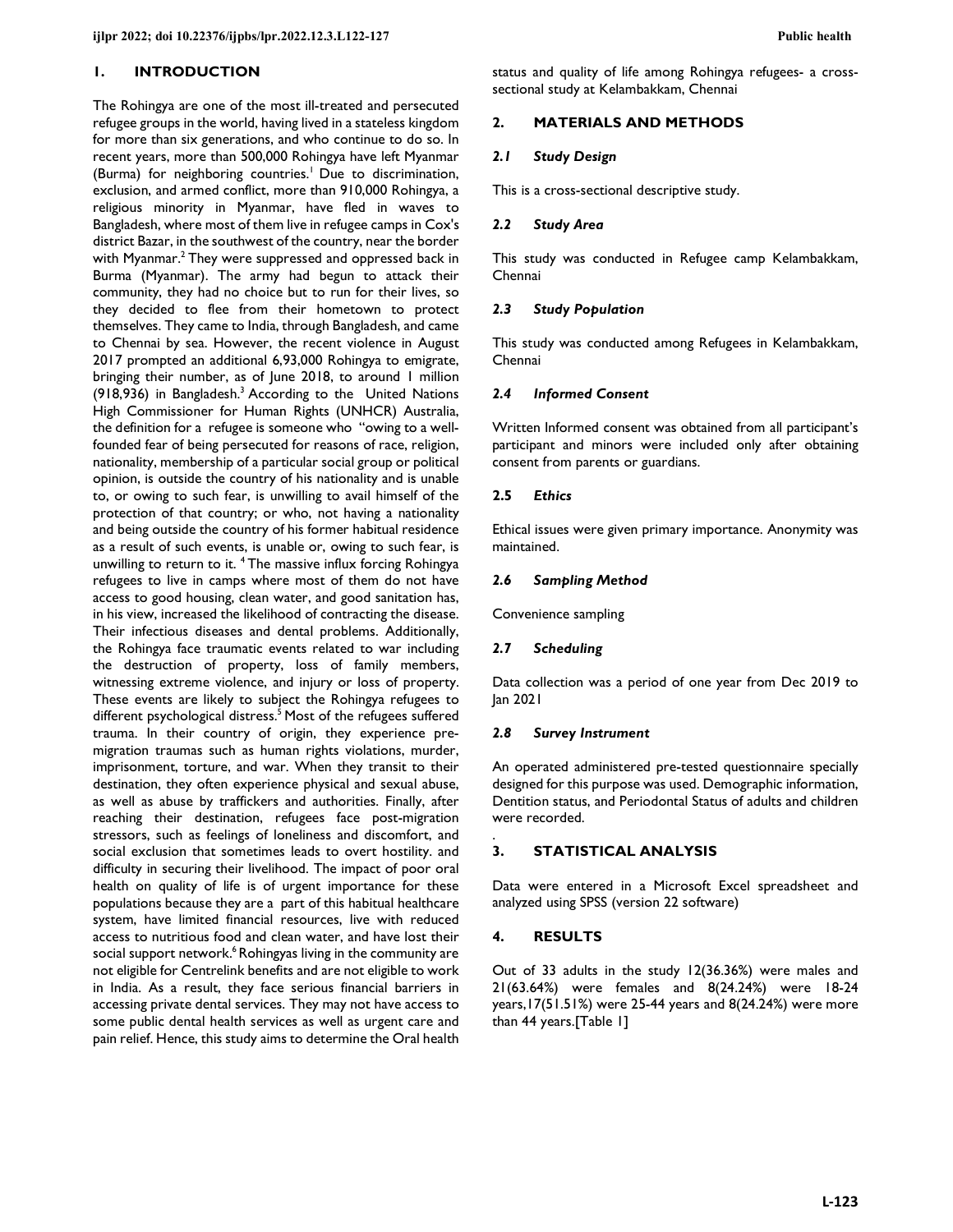## 1. INTRODUCTION

The Rohingya are one of the most ill-treated and persecuted refugee groups in the world, having lived in a stateless kingdom for more than six generations, and who continue to do so. In recent years, more than 500,000 Rohingya have left Myanmar (Burma) for neighboring countries.[1] Due to discrimination, exclusion, and armed conflict, more than 910,000 Rohingya, a religious minority in Myanmar, have fled in waves to Bangladesh, where most of them live in refugee camps in Cox's district Bazar, in the southwest of the country, near the border with Myanmar.[2] They were suppressed and oppressed back in Burma (Myanmar). The army had begun to attack their community, they had no choice but to run for their lives, so they decided to flee from their hometown to protect themselves. They came to India, through Bangladesh, and came to Chennai by sea. However, the recent violence in August 2017 prompted an additional 6,93,000 Rohingya to emigrate, bringing their number, as of June 2018, to around 1 million (918,936) in Bangladesh.[3] According to the United Nations High Commissioner for Human Rights (UNHCR) Australia, the definition for a refugee is someone who "owing to a well-founded fear of being persecuted for reasons of race, religion, nationality, membership of a particular social group or political opinion, is outside the country of his nationality and is unable to, or owing to such fear, is unwilling to avail himself of the protection of that country; or who, not having a nationality and being outside the country of his former habitual residence as a result of such events, is unable or, owing to such fear, is unwilling to return to it. [4] The massive influx forcing Rohingya refugees to live in camps where most of them do not have access to good housing, clean water, and good sanitation has, in his view, increased the likelihood of contracting the disease. Their infectious diseases and dental problems. Additionally, the Rohingya face traumatic events related to war including the destruction of property, loss of family members, witnessing extreme violence, and injury or loss of property. These events are likely to subject the Rohingya refugees to different psychological distress.[5] Most of the refugees suffered trauma. In their country of origin, they experience pre-migration traumas such as human rights violations, murder, imprisonment, torture, and war. When they transit to their destination, they often experience physical and sexual abuse, as well as abuse by traffickers and authorities. Finally, after reaching their destination, refugees face post-migration stressors, such as feelings of loneliness and discomfort, and social exclusion that sometimes leads to overt hostility. and difficulty in securing their livelihood. The impact of poor oral health on quality of life is of urgent importance for these populations because they are a part of this habitual healthcare system, have limited financial resources, live with reduced access to nutritious food and clean water, and have lost their social support network.[6] Rohingyas living in the community are not eligible for Centrelink benefits and are not eligible to work in India. As a result, they face serious financial barriers in accessing private dental services. They may not have access to some public dental health services as well as urgent care and pain relief. Hence, this study aims to determine the Oral health status and quality of life among Rohingya refugees- a cross-sectional study at Kelambakkam, Chennai

## 2. MATERIALS AND METHODS

### *2.1 Study Design*

This is a cross-sectional descriptive study.

### *2.2 Study Area*

This study was conducted in Refugee camp Kelambakkam, Chennai

### *2.3 Study Population*

This study was conducted among Refugees in Kelambakkam, Chennai

### *2.4 Informed Consent*

Written Informed consent was obtained from all participant's participant and minors were included only after obtaining consent from parents or guardians.

### 2.5 *Ethics*

Ethical issues were given primary importance. Anonymity was maintained.

### *2.6 Sampling Method*

Convenience sampling

### *2.7 Scheduling*

Data collection was a period of one year from Dec 2019 to Jan 2021

### *2.8 Survey Instrument*

An operated administered pre-tested questionnaire specially designed for this purpose was used. Demographic information, Dentition status, and Periodontal Status of adults and children were recorded.

## 3. STATISTICAL ANALYSIS

Data were entered in a Microsoft Excel spreadsheet and analyzed using SPSS (version 22 software)

## 4. RESULTS

Out of 33 adults in the study 12(36.36%) were males and 21(63.64%) were females and 8(24.24%) were 18-24 years,17(51.51%) were 25-44 years and 8(24.24%) were more than 44 years.[Table 1]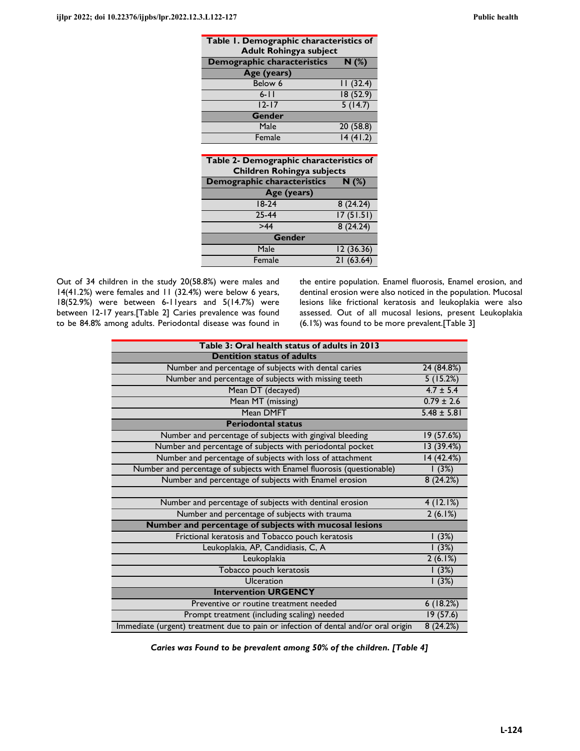| Table 1. Demographic characteristics of Adult Rohingya subject | |
|---|---|
| **Demographic characteristics** | **N (%)** |
| **Age (years)** | |
| Below 6 | 11 (32.4) |
| 6-11 | 18 (52.9) |
| 12-17 | 5 (14.7) |
| **Gender** | |
| Male | 20 (58.8) |
| Female | 14 (41.2) |

| Table 2- Demographic characteristics of Children Rohingya subjects | |
|---|---|
| **Demographic characteristics** | **N (%)** |
| **Age (years)** | |
| 18-24 | 8 (24.24) |
| 25-44 | 17 (51.51) |
| >44 | 8 (24.24) |
| **Gender** | |
| Male | 12 (36.36) |
| Female | 21 (63.64) |

Out of 34 children in the study 20(58.8%) were males and 14(41.2%) were females and 11 (32.4%) were below 6 years, 18(52.9%) were between 6-11years and 5(14.7%) were between 12-17 years.[Table 2] Caries prevalence was found to be 84.8% among adults. Periodontal disease was found in the entire population. Enamel fluorosis, Enamel erosion, and dentinal erosion were also noticed in the population. Mucosal lesions like frictional keratosis and leukoplakia were also assessed. Out of all mucosal lesions, present Leukoplakia (6.1%) was found to be more prevalent.[Table 3]

| Table 3: Oral health status of adults in 2013 | |
|---|---|
| **Dentition status of adults** | |
| Number and percentage of subjects with dental caries | 24 (84.8%) |
| Number and percentage of subjects with missing teeth | 5 (15.2%) |
| Mean DT (decayed) | 4.7 ± 5.4 |
| Mean MT (missing) | 0.79 ± 2.6 |
| Mean DMFT | 5.48 ± 5.81 |
| **Periodontal status** | |
| Number and percentage of subjects with gingival bleeding | 19 (57.6%) |
| Number and percentage of subjects with periodontal pocket | 13 (39.4%) |
| Number and percentage of subjects with loss of attachment | 14 (42.4%) |
| Number and percentage of subjects with Enamel fluorosis (questionable) | 1 (3%) |
| Number and percentage of subjects with Enamel erosion | 8 (24.2%) |
| | |
| Number and percentage of subjects with dentinal erosion | 4 (12.1%) |
| Number and percentage of subjects with trauma | 2 (6.1%) |
| **Number and percentage of subjects with mucosal lesions** | |
| Frictional keratosis and Tobacco pouch keratosis | 1 (3%) |
| Leukoplakia, AP, Candidiasis, C, A | 1 (3%) |
| Leukoplakia | 2 (6.1%) |
| Tobacco pouch keratosis | 1 (3%) |
| Ulceration | 1 (3%) |
| **Intervention URGENCY** | |
| Preventive or routine treatment needed | 6 (18.2%) |
| Prompt treatment (including scaling) needed | 19 (57.6) |
| Immediate (urgent) treatment due to pain or infection of dental and/or oral origin | 8 (24.2%) |

***Caries was Found to be prevalent among 50% of the children. [Table 4]***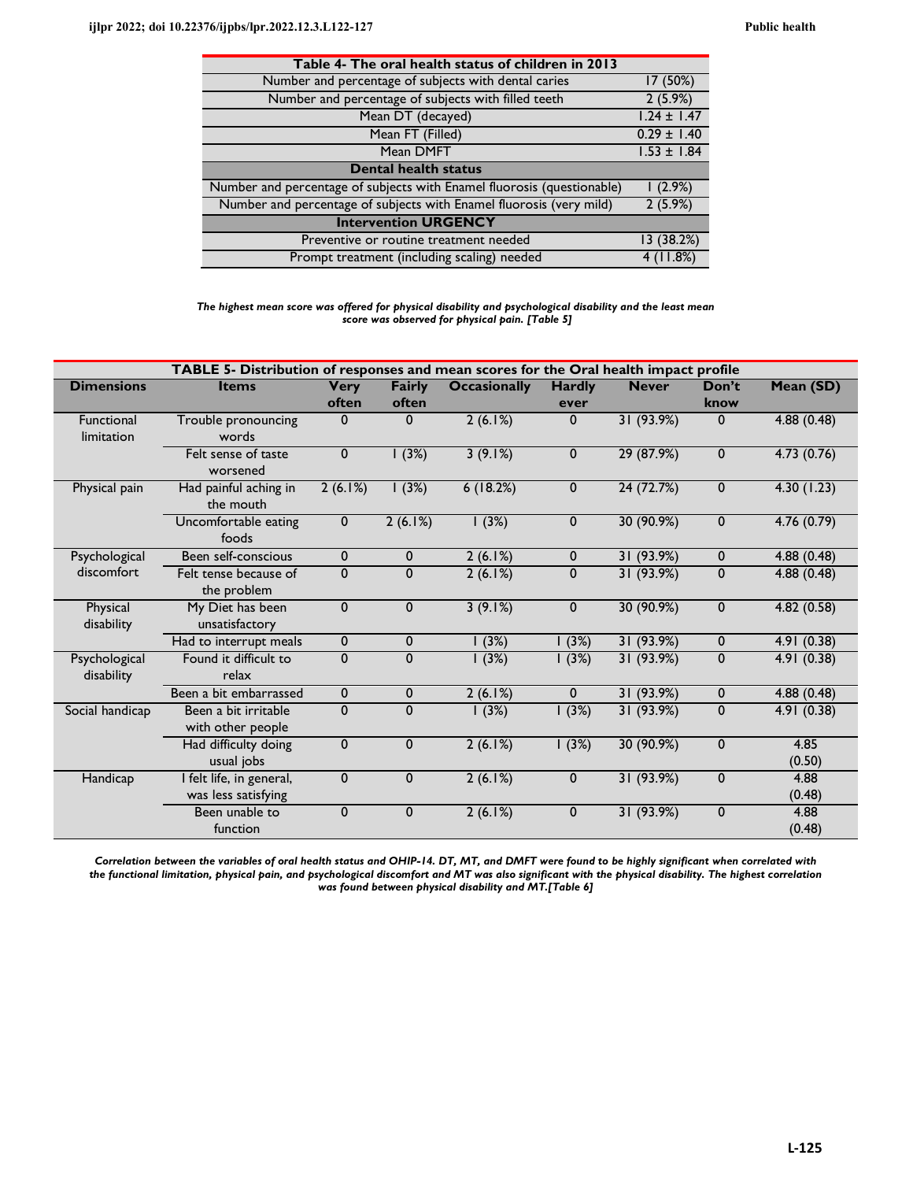| Table 4- The oral health status of children in 2013 | |
|---|---|
| Number and percentage of subjects with dental caries | 17 (50%) |
| Number and percentage of subjects with filled teeth | 2 (5.9%) |
| Mean DT (decayed) | 1.24 ± 1.47 |
| Mean FT (Filled) | 0.29 ± 1.40 |
| Mean DMFT | 1.53 ± 1.84 |
| **Dental health status** | |
| Number and percentage of subjects with Enamel fluorosis (questionable) | 1 (2.9%) |
| Number and percentage of subjects with Enamel fluorosis (very mild) | 2 (5.9%) |
| **Intervention URGENCY** | |
| Preventive or routine treatment needed | 13 (38.2%) |
| Prompt treatment (including scaling) needed | 4 (11.8%) |

***The highest mean score was offered for physical disability and psychological disability and the least mean score was observed for physical pain. [Table 5]***

**TABLE 5- Distribution of responses and mean scores for the Oral health impact profile**

| Dimensions | Items | Very often | Fairly often | Occasionally | Hardly ever | Never | Don't know | Mean (SD) |
|---|---|---|---|---|---|---|---|---|
| Functional limitation | Trouble pronouncing words | 0 | 0 | 2 (6.1%) | 0 | 31 (93.9%) | 0 | 4.88 (0.48) |
| | Felt sense of taste worsened | 0 | 1 (3%) | 3 (9.1%) | 0 | 29 (87.9%) | 0 | 4.73 (0.76) |
| Physical pain | Had painful aching in the mouth | 2 (6.1%) | 1 (3%) | 6 (18.2%) | 0 | 24 (72.7%) | 0 | 4.30 (1.23) |
| | Uncomfortable eating foods | 0 | 2 (6.1%) | 1 (3%) | 0 | 30 (90.9%) | 0 | 4.76 (0.79) |
| Psychological discomfort | Been self-conscious | 0 | 0 | 2 (6.1%) | 0 | 31 (93.9%) | 0 | 4.88 (0.48) |
| | Felt tense because of the problem | 0 | 0 | 2 (6.1%) | 0 | 31 (93.9%) | 0 | 4.88 (0.48) |
| Physical disability | My Diet has been unsatisfactory | 0 | 0 | 3 (9.1%) | 0 | 30 (90.9%) | 0 | 4.82 (0.58) |
| | Had to interrupt meals | 0 | 0 | 1 (3%) | 1 (3%) | 31 (93.9%) | 0 | 4.91 (0.38) |
| Psychological disability | Found it difficult to relax | 0 | 0 | 1 (3%) | 1 (3%) | 31 (93.9%) | 0 | 4.91 (0.38) |
| | Been a bit embarrassed | 0 | 0 | 2 (6.1%) | 0 | 31 (93.9%) | 0 | 4.88 (0.48) |
| Social handicap | Been a bit irritable with other people | 0 | 0 | 1 (3%) | 1 (3%) | 31 (93.9%) | 0 | 4.91 (0.38) |
| | Had difficulty doing usual jobs | 0 | 0 | 2 (6.1%) | 1 (3%) | 30 (90.9%) | 0 | 4.85 (0.50) |
| Handicap | I felt life, in general, was less satisfying | 0 | 0 | 2 (6.1%) | 0 | 31 (93.9%) | 0 | 4.88 (0.48) |
| | Been unable to function | 0 | 0 | 2 (6.1%) | 0 | 31 (93.9%) | 0 | 4.88 (0.48) |

***Correlation between the variables of oral health status and OHIP-14. DT, MT, and DMFT were found to be highly significant when correlated with the functional limitation, physical pain, and psychological discomfort and MT was also significant with the physical disability. The highest correlation was found between physical disability and MT.[Table 6]***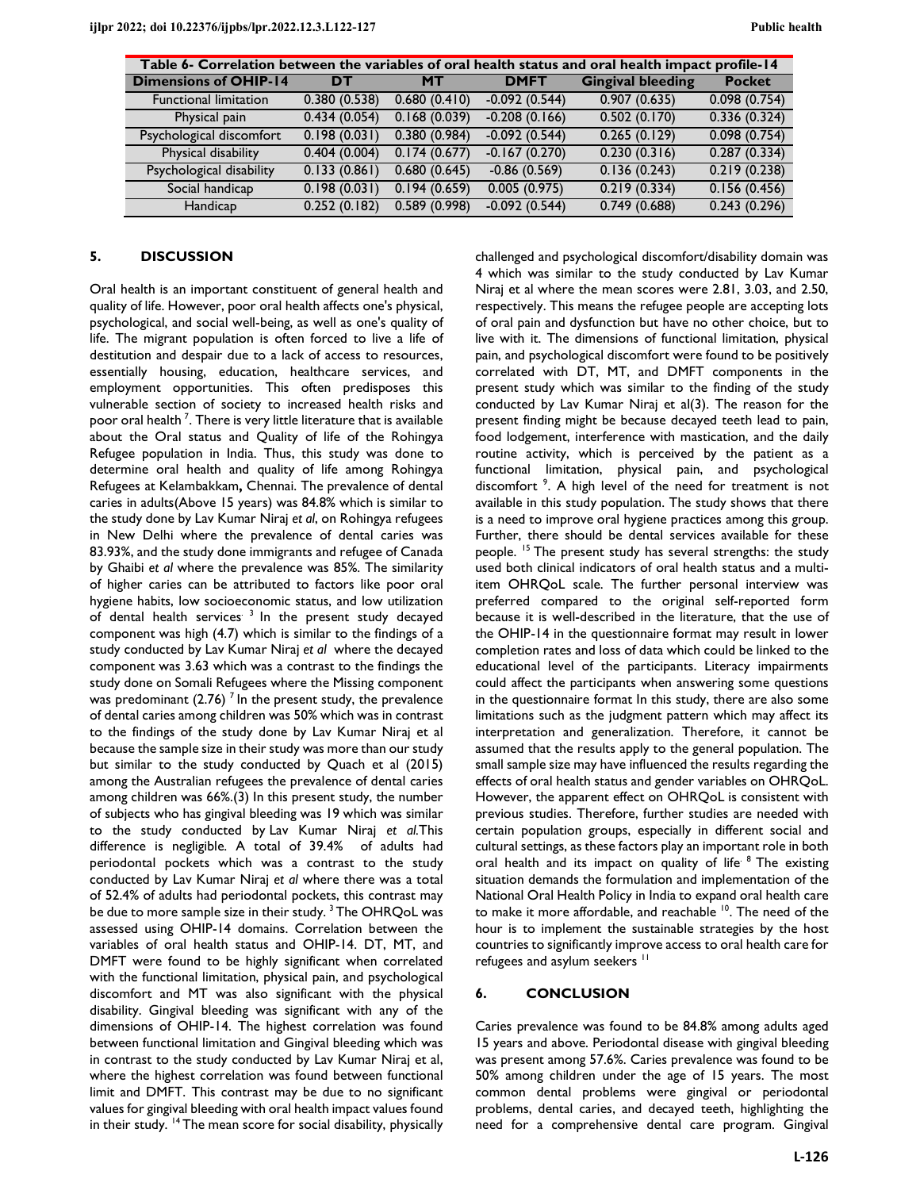Table 6- Correlation between the variables of oral health status and oral health impact profile-14

| Dimensions of OHIP-14 | DT | MT | DMFT | Gingival bleeding | Pocket |
|---|---|---|---|---|---|
| Functional limitation | 0.380 (0.538) | 0.680 (0.410) | -0.092 (0.544) | 0.907 (0.635) | 0.098 (0.754) |
| Physical pain | 0.434 (0.054) | 0.168 (0.039) | -0.208 (0.166) | 0.502 (0.170) | 0.336 (0.324) |
| Psychological discomfort | 0.198 (0.031) | 0.380 (0.984) | -0.092 (0.544) | 0.265 (0.129) | 0.098 (0.754) |
| Physical disability | 0.404 (0.004) | 0.174 (0.677) | -0.167 (0.270) | 0.230 (0.316) | 0.287 (0.334) |
| Psychological disability | 0.133 (0.861) | 0.680 (0.645) | -0.86 (0.569) | 0.136 (0.243) | 0.219 (0.238) |
| Social handicap | 0.198 (0.031) | 0.194 (0.659) | 0.005 (0.975) | 0.219 (0.334) | 0.156 (0.456) |
| Handicap | 0.252 (0.182) | 0.589 (0.998) | -0.092 (0.544) | 0.749 (0.688) | 0.243 (0.296) |

## 5. DISCUSSION

Oral health is an important constituent of general health and quality of life. However, poor oral health affects one's physical, psychological, and social well-being, as well as one's quality of life. The migrant population is often forced to live a life of destitution and despair due to a lack of access to resources, essentially housing, education, healthcare services, and employment opportunities. This often predisposes this vulnerable section of society to increased health risks and poor oral health [7]. There is very little literature that is available about the Oral status and Quality of life of the Rohingya Refugee population in India. Thus, this study was done to determine oral health and quality of life among Rohingya Refugees at Kelambakkam**,** Chennai. The prevalence of dental caries in adults(Above 15 years) was 84.8% which is similar to the study done by Lav Kumar Niraj *et al*, on Rohingya refugees in New Delhi where the prevalence of dental caries was 83.93%, and the study done immigrants and refugee of Canada by Ghaibi *et al* where the prevalence was 85%. The similarity of higher caries can be attributed to factors like poor oral hygiene habits, low socioeconomic status, and low utilization of dental health services [3] In the present study decayed component was high (4.7) which is similar to the findings of a study conducted by Lav Kumar Niraj *et al* where the decayed component was 3.63 which was a contrast to the findings the study done on Somali Refugees where the Missing component was predominant (2.76) [7] In the present study, the prevalence of dental caries among children was 50% which was in contrast to the findings of the study done by Lav Kumar Niraj et al because the sample size in their study was more than our study but similar to the study conducted by Quach et al (2015) among the Australian refugees the prevalence of dental caries among children was 66%.(3) In this present study, the number of subjects who has gingival bleeding was 19 which was similar to the study conducted by Lav Kumar Niraj *et al.*This difference is negligible. A total of 39.4% of adults had periodontal pockets which was a contrast to the study conducted by Lav Kumar Niraj *et al* where there was a total of 52.4% of adults had periodontal pockets, this contrast may be due to more sample size in their study. [3] The OHRQoL was assessed using OHIP-14 domains. Correlation between the variables of oral health status and OHIP-14. DT, MT, and DMFT were found to be highly significant when correlated with the functional limitation, physical pain, and psychological discomfort and MT was also significant with the physical disability. Gingival bleeding was significant with any of the dimensions of OHIP-14. The highest correlation was found between functional limitation and Gingival bleeding which was in contrast to the study conducted by Lav Kumar Niraj et al, where the highest correlation was found between functional limit and DMFT. This contrast may be due to no significant values for gingival bleeding with oral health impact values found in their study. [14] The mean score for social disability, physically challenged and psychological discomfort/disability domain was 4 which was similar to the study conducted by Lav Kumar Niraj et al where the mean scores were 2.81, 3.03, and 2.50, respectively. This means the refugee people are accepting lots of oral pain and dysfunction but have no other choice, but to live with it. The dimensions of functional limitation, physical pain, and psychological discomfort were found to be positively correlated with DT, MT, and DMFT components in the present study which was similar to the finding of the study conducted by Lav Kumar Niraj et al(3). The reason for the present finding might be because decayed teeth lead to pain, food lodgement, interference with mastication, and the daily routine activity, which is perceived by the patient as a functional limitation, physical pain, and psychological discomfort [9]. A high level of the need for treatment is not available in this study population. The study shows that there is a need to improve oral hygiene practices among this group. Further, there should be dental services available for these people. [15] The present study has several strengths: the study used both clinical indicators of oral health status and a multi-item OHRQoL scale. The further personal interview was preferred compared to the original self-reported form because it is well-described in the literature, that the use of the OHIP-14 in the questionnaire format may result in lower completion rates and loss of data which could be linked to the educational level of the participants. Literacy impairments could affect the participants when answering some questions in the questionnaire format In this study, there are also some limitations such as the judgment pattern which may affect its interpretation and generalization. Therefore, it cannot be assumed that the results apply to the general population. The small sample size may have influenced the results regarding the effects of oral health status and gender variables on OHRQoL. However, the apparent effect on OHRQoL is consistent with previous studies. Therefore, further studies are needed with certain population groups, especially in different social and cultural settings, as these factors play an important role in both oral health and its impact on quality of life [8] The existing situation demands the formulation and implementation of the National Oral Health Policy in India to expand oral health care to make it more affordable, and reachable [10]. The need of the hour is to implement the sustainable strategies by the host countries to significantly improve access to oral health care for refugees and asylum seekers [11]

## 6. CONCLUSION

Caries prevalence was found to be 84.8% among adults aged 15 years and above. Periodontal disease with gingival bleeding was present among 57.6%. Caries prevalence was found to be 50% among children under the age of 15 years. The most common dental problems were gingival or periodontal problems, dental caries, and decayed teeth, highlighting the need for a comprehensive dental care program. Gingival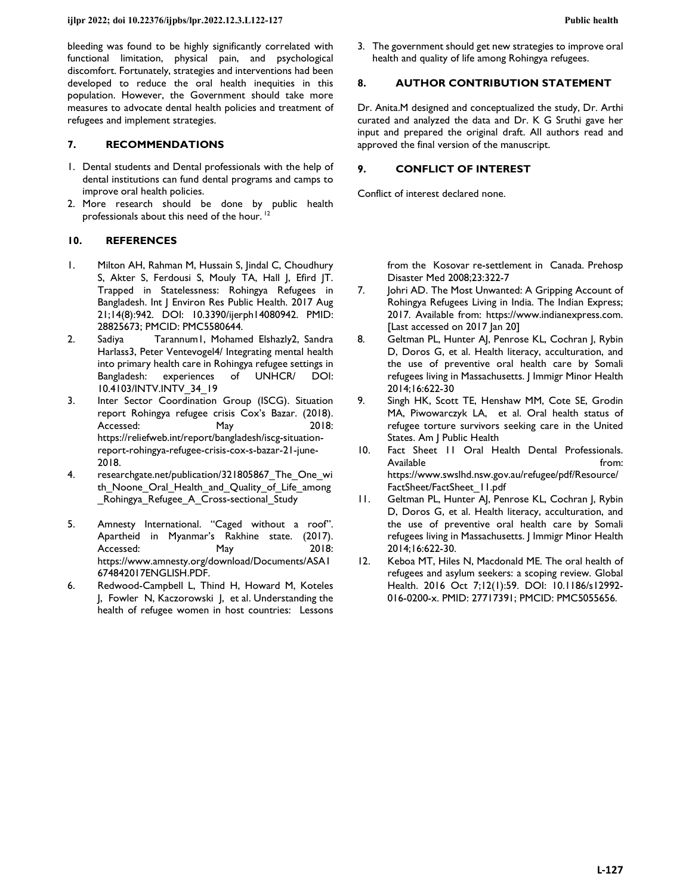bleeding was found to be highly significantly correlated with functional limitation, physical pain, and psychological discomfort. Fortunately, strategies and interventions had been developed to reduce the oral health inequities in this population. However, the Government should take more measures to advocate dental health policies and treatment of refugees and implement strategies.

## 7. RECOMMENDATIONS

1. Dental students and Dental professionals with the help of dental institutions can fund dental programs and camps to improve oral health policies.
2. More research should be done by public health professionals about this need of the hour. [12]
3. The government should get new strategies to improve oral health and quality of life among Rohingya refugees.

## 8. AUTHOR CONTRIBUTION STATEMENT

Dr. Anita.M designed and conceptualized the study, Dr. Arthi curated and analyzed the data and Dr. K G Sruthi gave her input and prepared the original draft. All authors read and approved the final version of the manuscript.

## 9. CONFLICT OF INTEREST

Conflict of interest declared none.

## 10. REFERENCES

1. Milton AH, Rahman M, Hussain S, Jindal C, Choudhury S, Akter S, Ferdousi S, Mouly TA, Hall J, Efird JT. Trapped in Statelessness: Rohingya Refugees in Bangladesh. Int J Environ Res Public Health. 2017 Aug 21;14(8):942. DOI: 10.3390/ijerph14080942. PMID: 28825673; PMCID: PMC5580644.
2. Sadiya Tarannum1, Mohamed Elshazly2, Sandra Harlass3, Peter Ventevogel4/ Integrating mental health into primary health care in Rohingya refugee settings in Bangladesh: experiences of UNHCR/ DOI: 10.4103/INTV.INTV_34_19
3. Inter Sector Coordination Group (ISCG). Situation report Rohingya refugee crisis Cox's Bazar. (2018). Accessed: May 2018: https://reliefweb.int/report/bangladesh/iscg-situation-report-rohingya-refugee-crisis-cox-s-bazar-21-june-2018.
4. researchgate.net/publication/321805867_The_One_with_Noone_Oral_Health_and_Quality_of_Life_among_Rohingya_Refugee_A_Cross-sectional_Study
5. Amnesty International. "Caged without a roof". Apartheid in Myanmar's Rakhine state. (2017). Accessed: May 2018: https://www.amnesty.org/download/Documents/ASA1674842017ENGLISH.PDF.
6. Redwood-Campbell L, Thind H, Howard M, Koteles J, Fowler N, Kaczorowski J, et al. Understanding the health of refugee women in host countries: Lessons from the Kosovar re-settlement in Canada. Prehosp Disaster Med 2008;23:322-7
7. Johri AD. The Most Unwanted: A Gripping Account of Rohingya Refugees Living in India. The Indian Express; 2017. Available from: https://www.indianexpress.com. [Last accessed on 2017 Jan 20]
8. Geltman PL, Hunter AJ, Penrose KL, Cochran J, Rybin D, Doros G, et al. Health literacy, acculturation, and the use of preventive oral health care by Somali refugees living in Massachusetts. J Immigr Minor Health 2014;16:622-30
9. Singh HK, Scott TE, Henshaw MM, Cote SE, Grodin MA, Piwowarczyk LA, et al. Oral health status of refugee torture survivors seeking care in the United States. Am J Public Health
10. Fact Sheet 11 Oral Health Dental Professionals. Available from: https://www.swslhd.nsw.gov.au/refugee/pdf/Resource/FactSheet/FactSheet_11.pdf
11. Geltman PL, Hunter AJ, Penrose KL, Cochran J, Rybin D, Doros G, et al. Health literacy, acculturation, and the use of preventive oral health care by Somali refugees living in Massachusetts. J Immigr Minor Health 2014;16:622-30.
12. Keboa MT, Hiles N, Macdonald ME. The oral health of refugees and asylum seekers: a scoping review. Global Health. 2016 Oct 7;12(1):59. DOI: 10.1186/s12992-016-0200-x. PMID: 27717391; PMCID: PMC5055656.